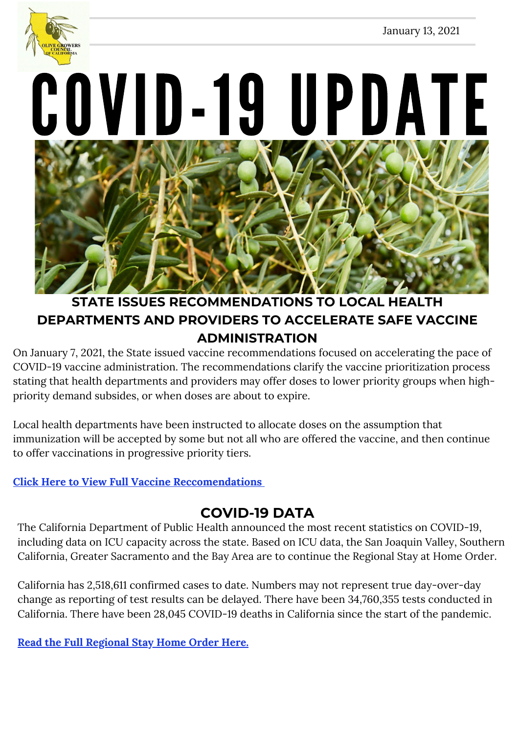January 13, 2021

# COVID-19 UPDATE

## STATE ISSUES RECOMMENDATIONS TO LOCAL HEALTH DEPARTMENTS AND PROVIDERS TO ACCELERATE SAFE VACCINE ADMINISTRATION

On January 7, 2021, the State issued vaccine recommendations focused on accelerating the pace of COVID-19 vaccine administration. The recommendations clarify the vaccine prioritization process stating that health departments and providers may offer doses to lower priority groups when high-priority demand subsides, or when doses are about to expire.

Local health departments have been instructed to allocate doses on the assumption that immunization will be accepted by some but not all who are offered the vaccine, and then continue to offer vaccinations in progressive priority tiers.

**Click Here to View Full Vaccine Reccomendations**

## COVID-19 DATA

The California Department of Public Health announced the most recent statistics on COVID-19, including data on ICU capacity across the state. Based on ICU data, the San Joaquin Valley, Southern California, Greater Sacramento and the Bay Area are to continue the Regional Stay at Home Order.

California has 2,518,611 confirmed cases to date. Numbers may not represent true day-over-day change as reporting of test results can be delayed. There have been 34,760,355 tests conducted in California. There have been 28,045 COVID-19 deaths in California since the start of the pandemic.

**Read the Full Regional Stay Home Order Here.**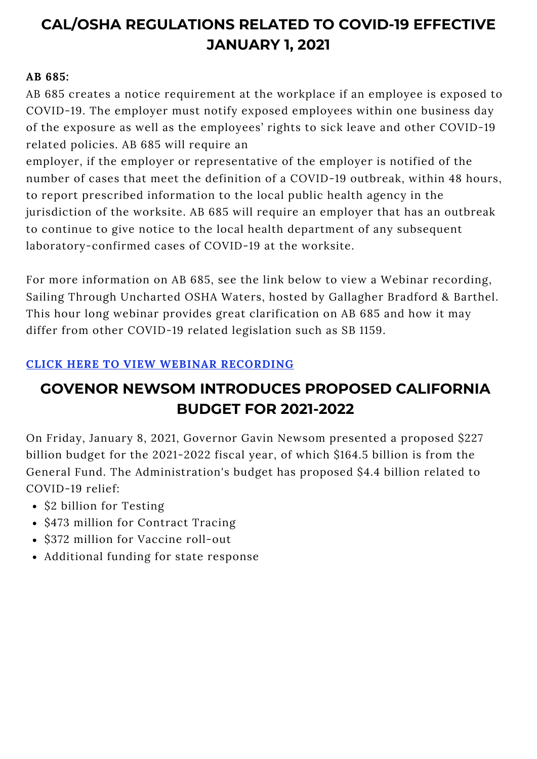# CAL/OSHA REGULATIONS RELATED TO COVID-19 EFFECTIVE JANUARY 1, 2021

**AB 685:**

AB 685 creates a notice requirement at the workplace if an employee is exposed to COVID-19. The employer must notify exposed employees within one business day of the exposure as well as the employees' rights to sick leave and other COVID-19 related policies. AB 685 will require an employer, if the employer or representative of the employer is notified of the number of cases that meet the definition of a COVID-19 outbreak, within 48 hours, to report prescribed information to the local public health agency in the jurisdiction of the worksite. AB 685 will require an employer that has an outbreak to continue to give notice to the local health department of any subsequent laboratory-confirmed cases of COVID-19 at the worksite.

For more information on AB 685, see the link below to view a Webinar recording, Sailing Through Uncharted OSHA Waters, hosted by Gallagher Bradford & Barthel. This hour long webinar provides great clarification on AB 685 and how it may differ from other COVID-19 related legislation such as SB 1159.

**CLICK HERE TO VIEW WEBINAR RECORDING**

# GOVENOR NEWSOM INTRODUCES PROPOSED CALIFORNIA BUDGET FOR 2021-2022

On Friday, January 8, 2021, Governor Gavin Newsom presented a proposed $227 billion budget for the 2021-2022 fiscal year, of which $164.5 billion is from the General Fund. The Administration's budget has proposed $4.4 billion related to COVID-19 relief:

- $2 billion for Testing
- $473 million for Contract Tracing
- $372 million for Vaccine roll-out
- Additional funding for state response